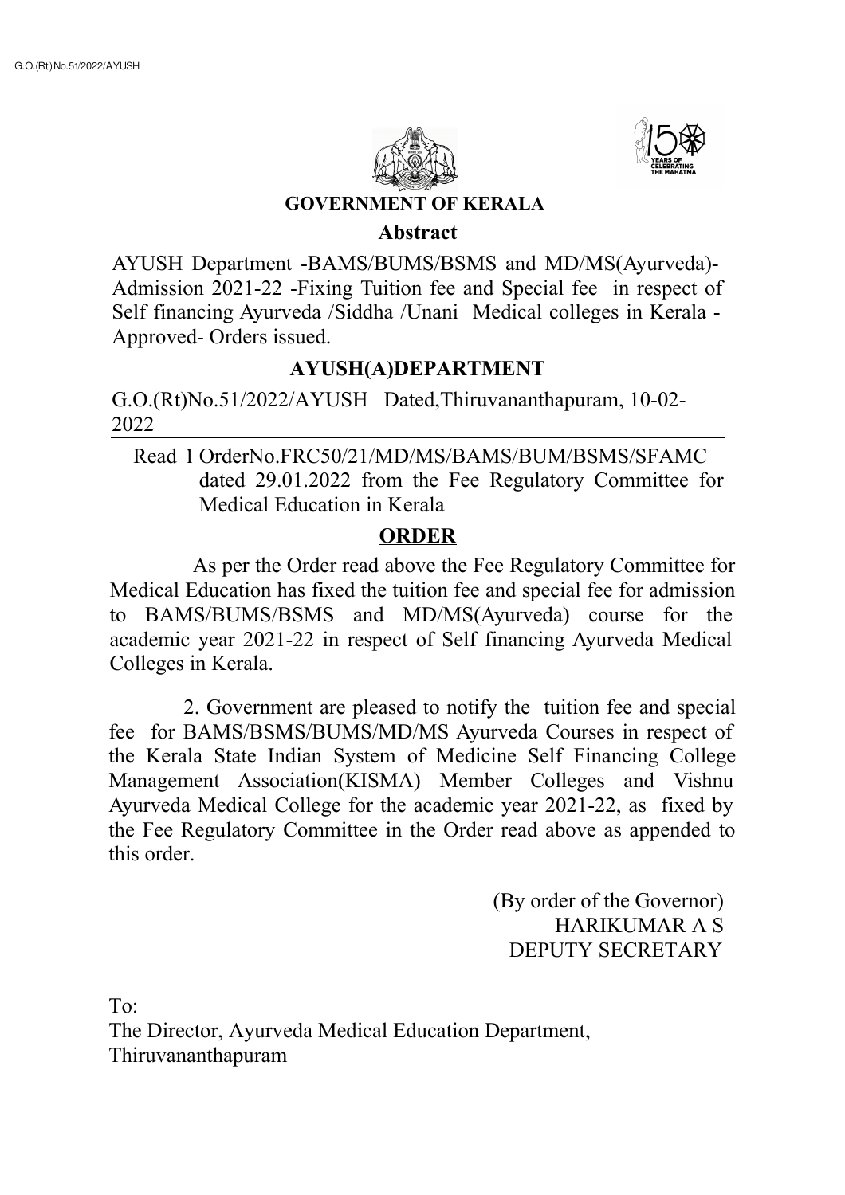## GOVERNMENT OF KERALA

### Abstract

AYUSH Department -BAMS/BUMS/BSMS and MD/MS(Ayurveda)-Admission 2021-22 -Fixing Tuition fee and Special fee in respect of Self financing Ayurveda /Siddha /Unani Medical colleges in Kerala - Approved- Orders issued.

---

### AYUSH(A)DEPARTMENT

G.O.(Rt)No.51/2022/AYUSH Dated,Thiruvananthapuram, 10-02-2022

---

Read 1 OrderNo.FRC50/21/MD/MS/BAMS/BUM/BSMS/SFAMC dated 29.01.2022 from the Fee Regulatory Committee for Medical Education in Kerala

### ORDER

As per the Order read above the Fee Regulatory Committee for Medical Education has fixed the tuition fee and special fee for admission to BAMS/BUMS/BSMS and MD/MS(Ayurveda) course for the academic year 2021-22 in respect of Self financing Ayurveda Medical Colleges in Kerala.

2. Government are pleased to notify the tuition fee and special fee for BAMS/BSMS/BUMS/MD/MS Ayurveda Courses in respect of the Kerala State Indian System of Medicine Self Financing College Management Association(KISMA) Member Colleges and Vishnu Ayurveda Medical College for the academic year 2021-22, as fixed by the Fee Regulatory Committee in the Order read above as appended to this order.

(By order of the Governor)
HARIKUMAR A S
DEPUTY SECRETARY

To:
The Director, Ayurveda Medical Education Department,
Thiruvananthapuram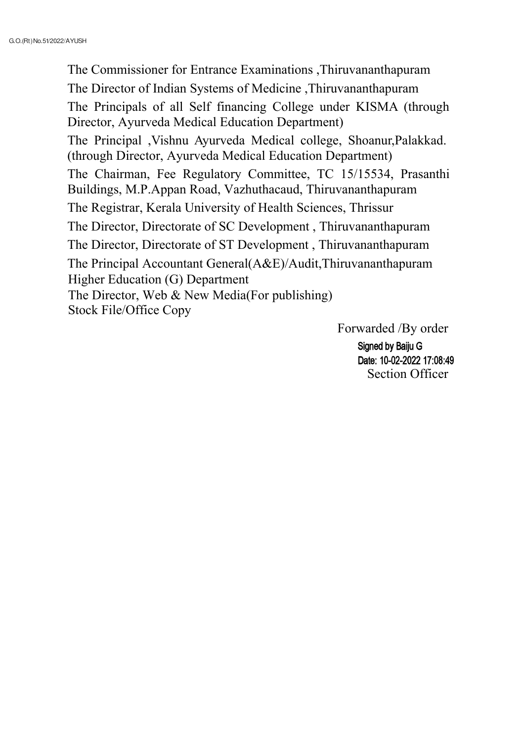The Commissioner for Entrance Examinations ,Thiruvananthapuram

The Director of Indian Systems of Medicine ,Thiruvananthapuram

The Principals of all Self financing College under KISMA (through Director, Ayurveda Medical Education Department)

The Principal ,Vishnu Ayurveda Medical college, Shoanur,Palakkad. (through Director, Ayurveda Medical Education Department)

The Chairman, Fee Regulatory Committee, TC 15/15534, Prasanthi Buildings, M.P.Appan Road, Vazhuthacaud, Thiruvananthapuram

The Registrar, Kerala University of Health Sciences, Thrissur

The Director, Directorate of SC Development , Thiruvananthapuram

The Director, Directorate of ST Development , Thiruvananthapuram

The Principal Accountant General(A&E)/Audit,Thiruvananthapuram

Higher Education (G) Department

The Director, Web & New Media(For publishing)

Stock File/Office Copy

Forwarded /By order

Signed by Baiju G
Date: 10-02-2022 17:08:49
Section Officer